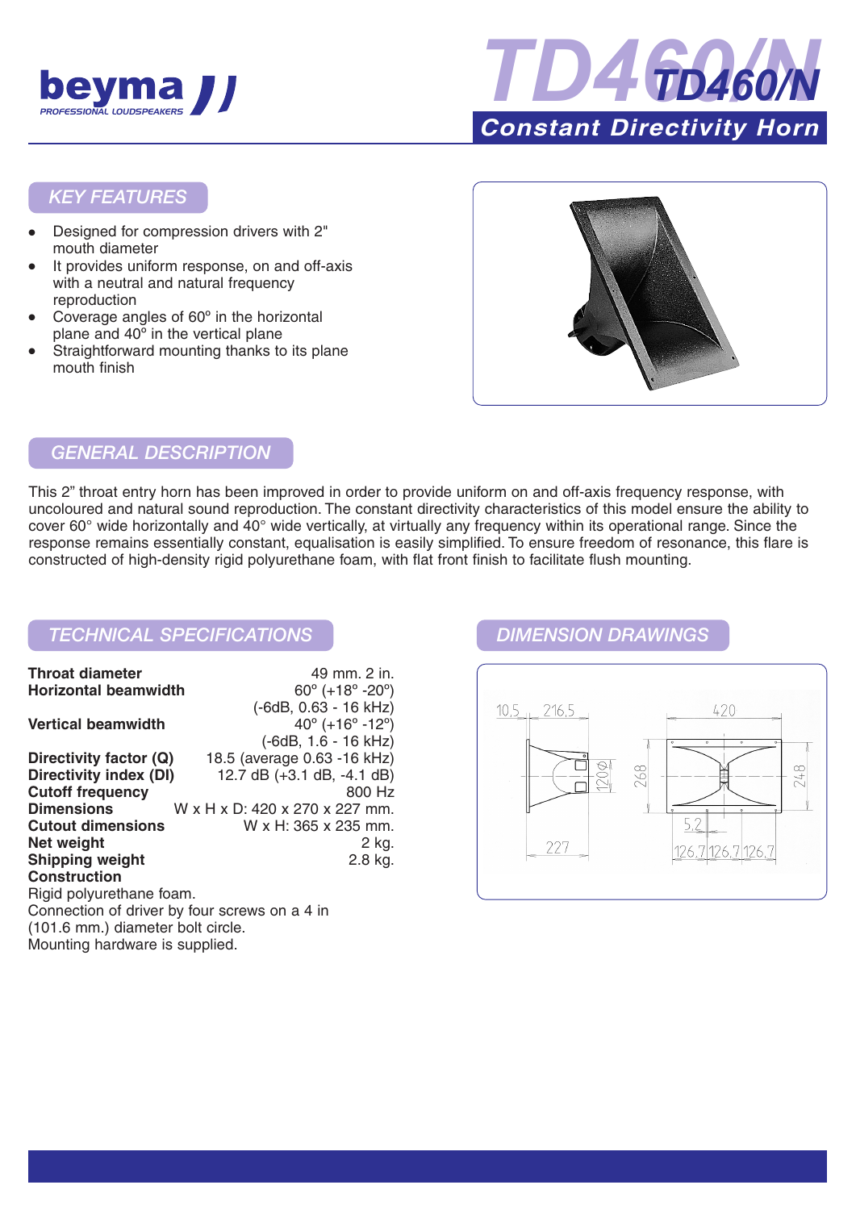# TD460/N

## Constant Directivity Horn

## KEY FEATURES

- Designed for compression drivers with 2" mouth diameter
- It provides uniform response, on and off-axis with a neutral and natural frequency reproduction
- Coverage angles of 60º in the horizontal plane and 40º in the vertical plane
- Straightforward mounting thanks to its plane mouth finish

## GENERAL DESCRIPTION

This 2" throat entry horn has been improved in order to provide uniform on and off-axis frequency response, with uncoloured and natural sound reproduction. The constant directivity characteristics of this model ensure the ability to cover 60° wide horizontally and 40° wide vertically, at virtually any frequency within its operational range. Since the response remains essentially constant, equalisation is easily simplified. To ensure freedom of resonance, this flare is constructed of high-density rigid polyurethane foam, with flat front finish to facilitate flush mounting.

## TECHNICAL SPECIFICATIONS

| | |
|---|---|
| **Throat diameter** | 49 mm. 2 in. |
| **Horizontal beamwidth** | 60º (+18º -20º) (-6dB, 0.63 - 16 kHz) |
| **Vertical beamwidth** | 40º (+16º -12º) (-6dB, 1.6 - 16 kHz) |
| **Directivity factor (Q)** | 18.5 (average 0.63 -16 kHz) |
| **Directivity index (DI)** | 12.7 dB (+3.1 dB, -4.1 dB) |
| **Cutoff frequency** | 800 Hz |
| **Dimensions** | W x H x D: 420 x 270 x 227 mm. |
| **Cutout dimensions** | W x H: 365 x 235 mm. |
| **Net weight** | 2 kg. |
| **Shipping weight** | 2.8 kg. |

**Construction**

Rigid polyurethane foam.
Connection of driver by four screws on a 4 in (101.6 mm.) diameter bolt circle.
Mounting hardware is supplied.

## DIMENSION DRAWINGS

10,5 216,5 420 120Ø 268 248 227 5,2 126,7 126,7 126,7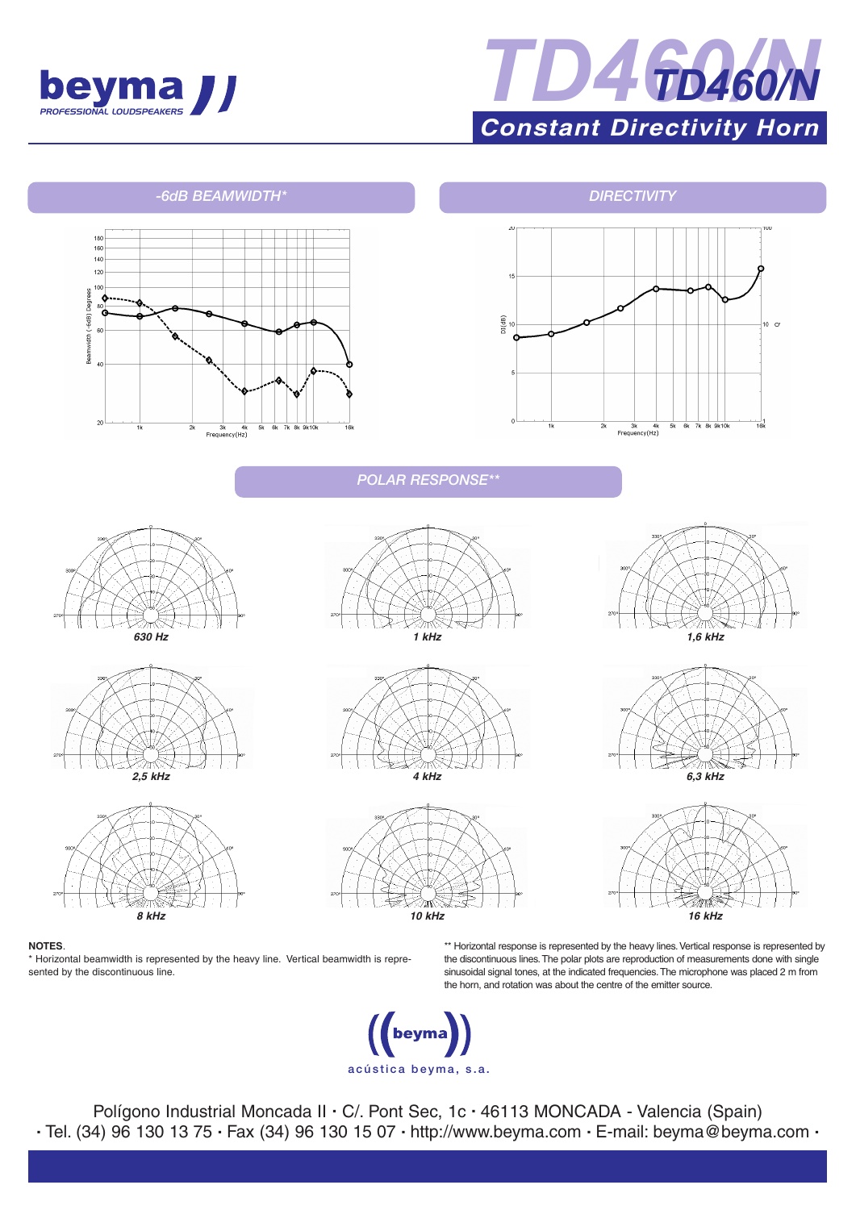# TD460/N

## Constant Directivity Horn

### -6dB BEAMWIDTH*

Beamwidth (-6dB) Degrees
180
160
140
120
100
80
60
40
20
1k 2k 3k 4k 5k 6k 7k 8k 9k10k 16k
Frequency(Hz)

### DIRECTIVITY

DI(dB)
20
15
10
5
0
Q
100
10
1
1k 2k 3k 4k 5k 6k 7k 8k 9k10k 16k
Frequency(Hz)

### POLAR RESPONSE**

630 Hz

1 kHz

1,6 kHz

2,5 kHz

4 kHz

6,3 kHz

8 kHz

10 kHz

16 kHz

**NOTES**.

* Horizontal beamwidth is represented by the heavy line. Vertical beamwidth is represented by the discontinuous line.

** Horizontal response is represented by the heavy lines. Vertical response is represented by the discontinuous lines. The polar plots are reproduction of measurements done with single sinusoidal signal tones, at the indicated frequencies. The microphone was placed 2 m from the horn, and rotation was about the centre of the emitter source.

acústica beyma, s.a.

Polígono Industrial Moncada II · C/. Pont Sec, 1c · 46113 MONCADA - Valencia (Spain)
· Tel. (34) 96 130 13 75 · Fax (34) 96 130 15 07 · http://www.beyma.com · E-mail: beyma@beyma.com ·